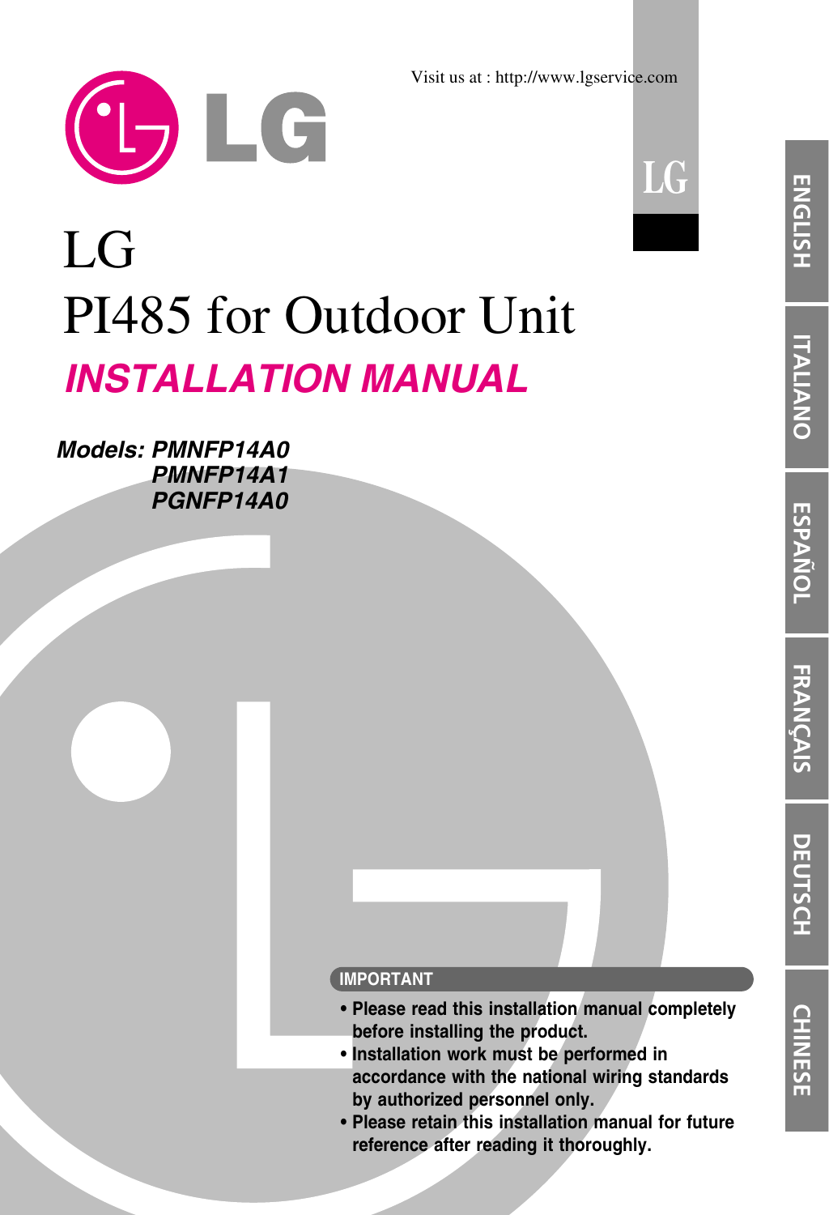Visit us at : http://www.lgservice.com

# LG
# PI485 for Outdoor Unit

## *INSTALLATION MANUAL*

***Models: PMNFP14A0***
***PMNFP14A1***
***PGNFP14A0***

ENGLISH | ITALIANO | ESPAÑOL | FRANÇAIS | DEUTSCH | CHINESE

**IMPORTANT**

- **Please read this installation manual completely before installing the product.**
- **Installation work must be performed in accordance with the national wiring standards by authorized personnel only.**
- **Please retain this installation manual for future reference after reading it thoroughly.**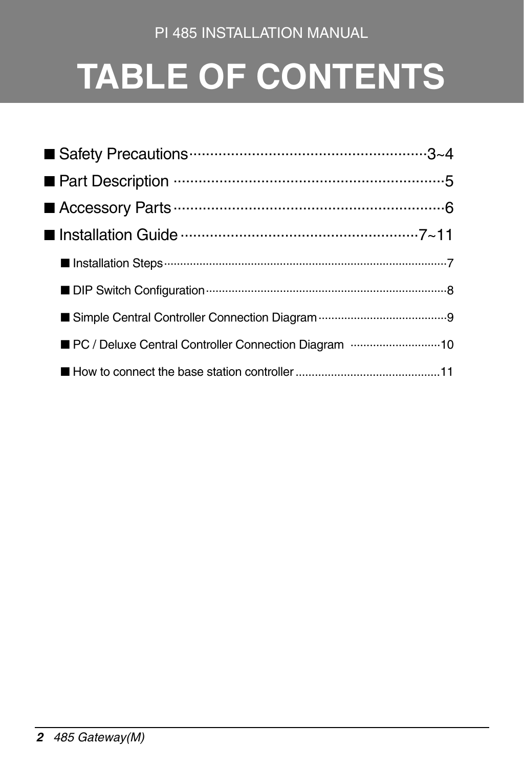PI 485 INSTALLATION MANUAL

# TABLE OF CONTENTS

- Safety Precautions ··· 3~4
- Part Description ··· 5
- Accessory Parts ··· 6
- Installation Guide ··· 7~11
  - Installation Steps ··· 7
  - DIP Switch Configuration ··· 8
  - Simple Central Controller Connection Diagram ··· 9
  - PC / Deluxe Central Controller Connection Diagram ··· 10
  - How to connect the base station controller ··· 11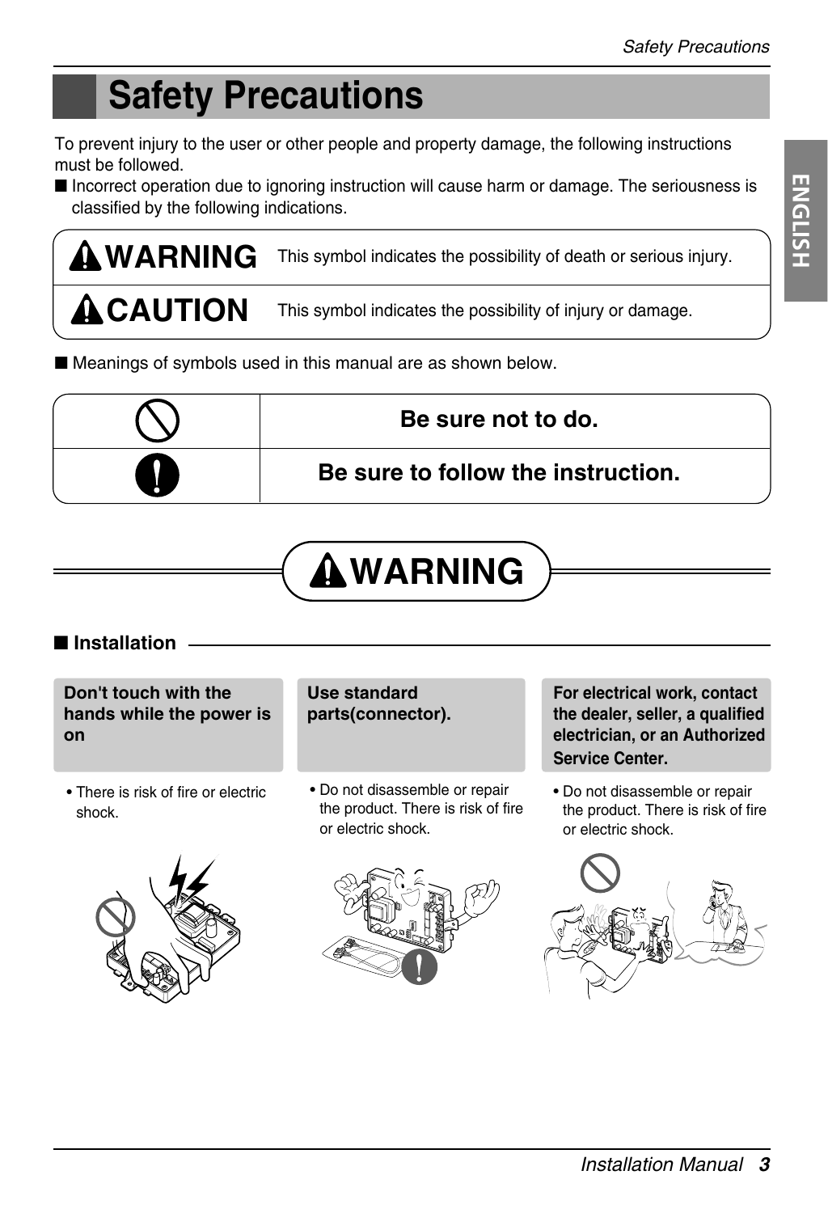# Safety Precautions

To prevent injury to the user or other people and property damage, the following instructions must be followed.

■ Incorrect operation due to ignoring instruction will cause harm or damage. The seriousness is classified by the following indications.

| | |
|---|---|
| **WARNING** | This symbol indicates the possibility of death or serious injury. |
| **CAUTION** | This symbol indicates the possibility of injury or damage. |

■ Meanings of symbols used in this manual are as shown below.

| | |
|---|---|
| ⃠ | **Be sure not to do.** |
| ! | **Be sure to follow the instruction.** |

## WARNING

### ■ Installation

**Don't touch with the hands while the power is on**

- There is risk of fire or electric shock.

**Use standard parts(connector).**

- Do not disassemble or repair the product. There is risk of fire or electric shock.

**For electrical work, contact the dealer, seller, a qualified electrician, or an Authorized Service Center.**

- Do not disassemble or repair the product. There is risk of fire or electric shock.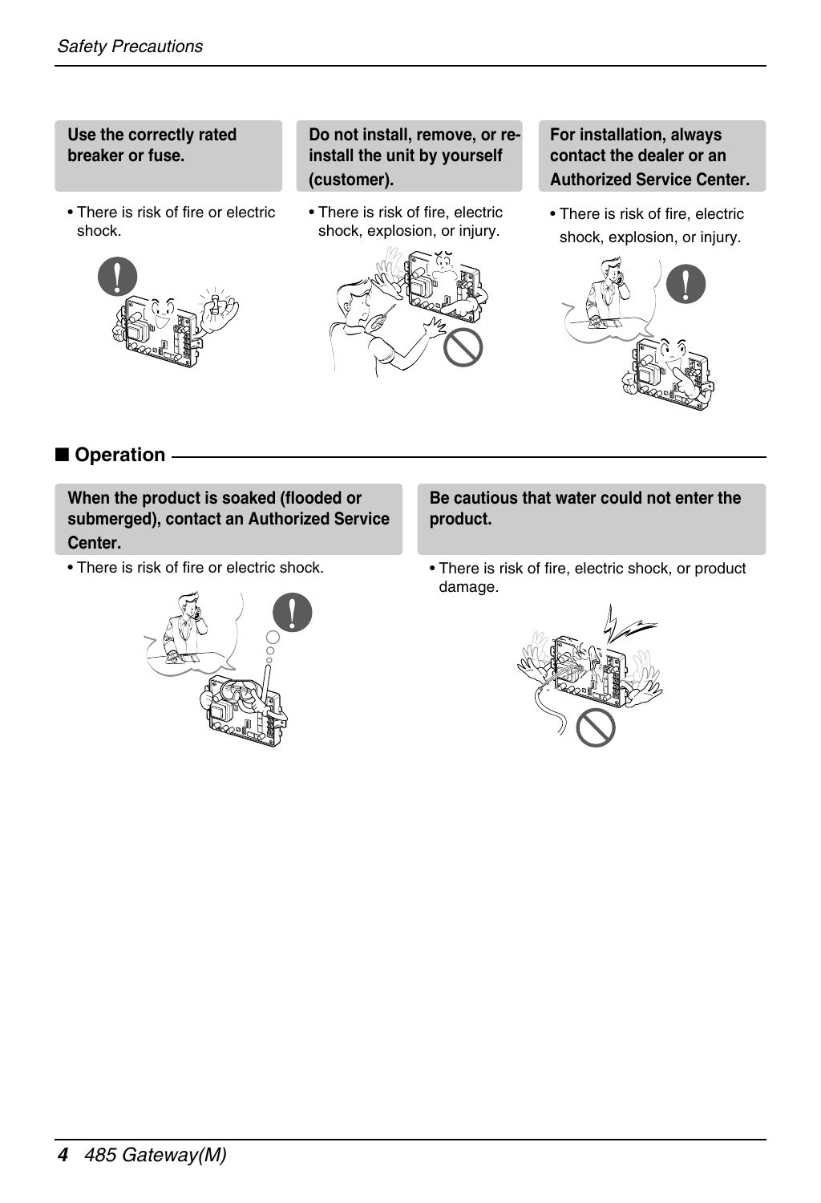**Use the correctly rated breaker or fuse.**

- There is risk of fire or electric shock.

**Do not install, remove, or re-install the unit by yourself (customer).**

- There is risk of fire, electric shock, explosion, or injury.

**For installation, always contact the dealer or an Authorized Service Center.**

- There is risk of fire, electric shock, explosion, or injury.

## ■ Operation

**When the product is soaked (flooded or submerged), contact an Authorized Service Center.**

- There is risk of fire or electric shock.

**Be cautious that water could not enter the product.**

- There is risk of fire, electric shock, or product damage.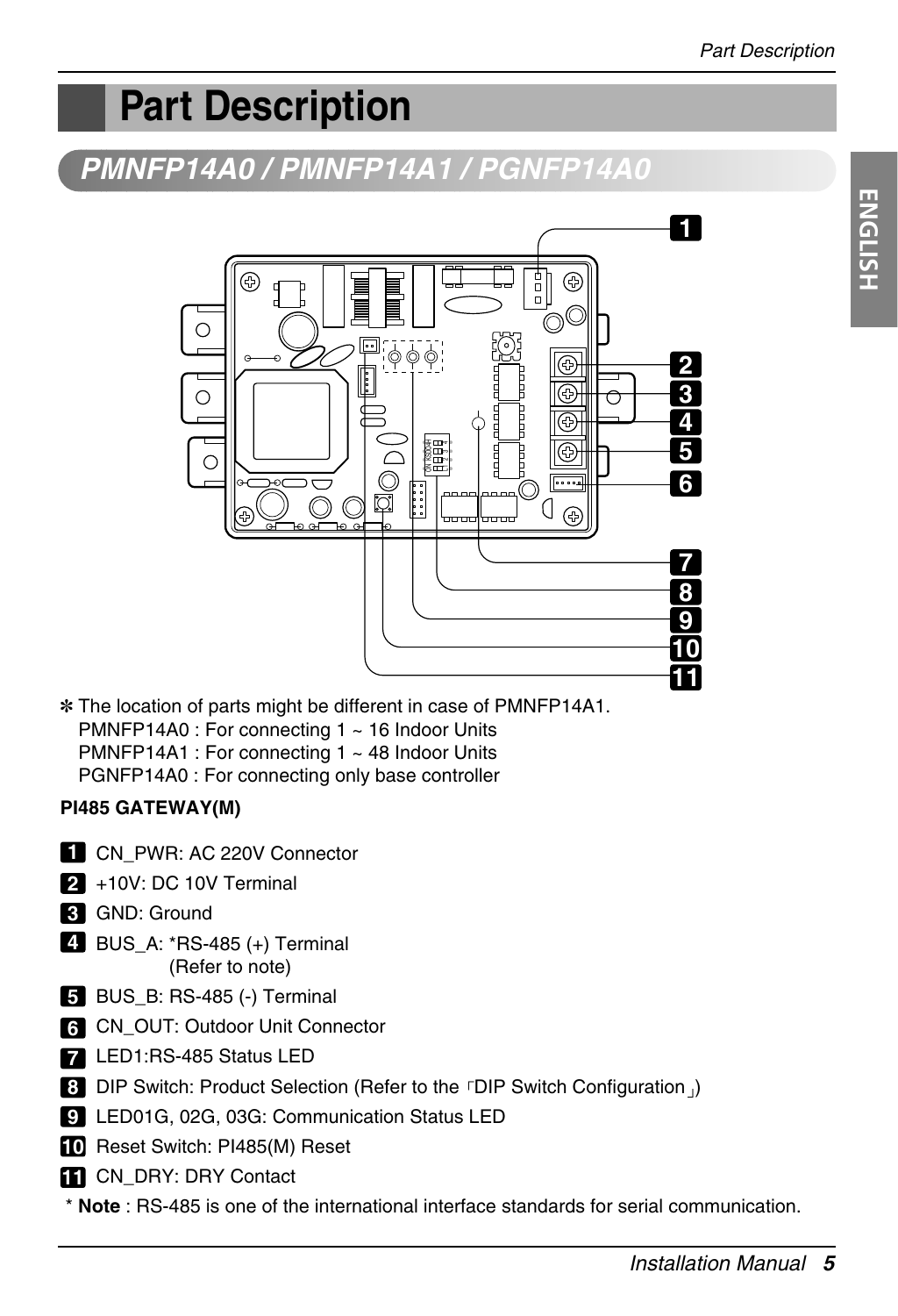# Part Description

## PMNFP14A0 / PMNFP14A1 / PGNFP14A0

✻ The location of parts might be different in case of PMNFP14A1.
PMNFP14A0 : For connecting 1 ~ 16 Indoor Units
PMNFP14A1 : For connecting 1 ~ 48 Indoor Units
PGNFP14A0 : For connecting only base controller

**PI485 GATEWAY(M)**

1. CN_PWR: AC 220V Connector
2. +10V: DC 10V Terminal
3. GND: Ground
4. BUS_A: *RS-485 (+) Terminal (Refer to note)
5. BUS_B: RS-485 (-) Terminal
6. CN_OUT: Outdoor Unit Connector
7. LED1:RS-485 Status LED
8. DIP Switch: Product Selection (Refer to the 「DIP Switch Configuration」)
9. LED01G, 02G, 03G: Communication Status LED
10. Reset Switch: PI485(M) Reset
11. CN_DRY: DRY Contact

\* **Note** : RS-485 is one of the international interface standards for serial communication.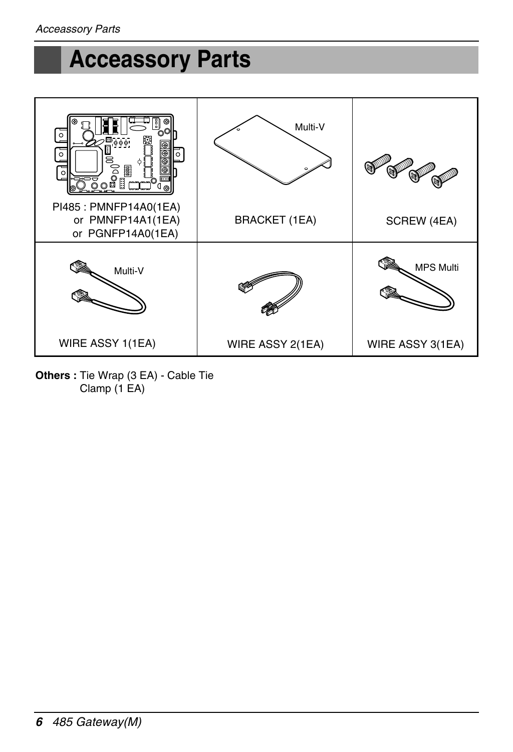# Acceassory Parts

| PI485 : PMNFP14A0(1EA) or PMNFP14A1(1EA) or PGNFP14A0(1EA) | Multi-V BRACKET (1EA) | SCREW (4EA) |
|---|---|---|
| Multi-V WIRE ASSY 1(1EA) | WIRE ASSY 2(1EA) | MPS Multi WIRE ASSY 3(1EA) |

**Others :** Tie Wrap (3 EA) - Cable Tie
Clamp (1 EA)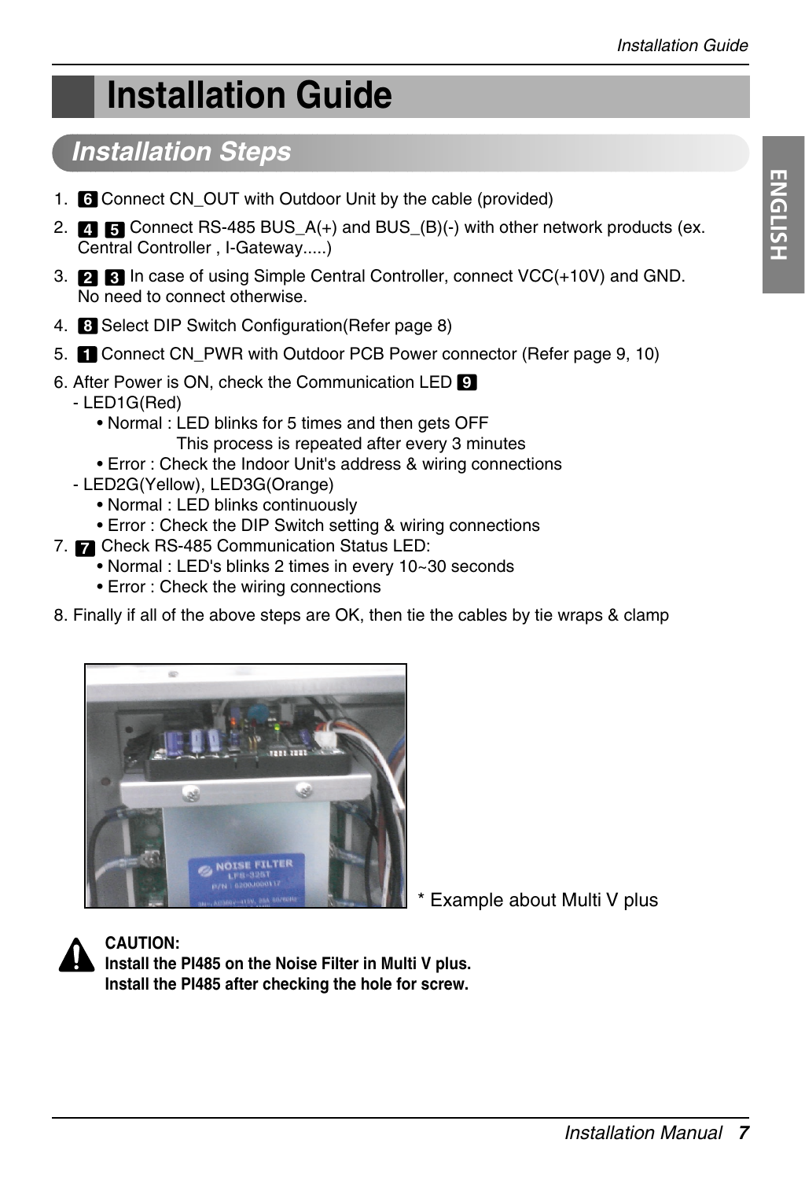# Installation Guide

## Installation Steps

1. 6 Connect CN_OUT with Outdoor Unit by the cable (provided)
2. 4 5 Connect RS-485 BUS_A(+) and BUS_(B)(-) with other network products (ex. Central Controller , I-Gateway.....)
3. 2 3 In case of using Simple Central Controller, connect VCC(+10V) and GND. No need to connect otherwise.
4. 8 Select DIP Switch Configuration(Refer page 8)
5. 1 Connect CN_PWR with Outdoor PCB Power connector (Refer page 9, 10)
6. After Power is ON, check the Communication LED 9
   - LED1G(Red)
     - Normal : LED blinks for 5 times and then gets OFF
       This process is repeated after every 3 minutes
     - Error : Check the Indoor Unit's address & wiring connections
   - LED2G(Yellow), LED3G(Orange)
     - Normal : LED blinks continuously
     - Error : Check the DIP Switch setting & wiring connections
7. 7 Check RS-485 Communication Status LED:
   - Normal : LED's blinks 2 times in every 10~30 seconds
   - Error : Check the wiring connections
8. Finally if all of the above steps are OK, then tie the cables by tie wraps & clamp

\* Example about Multi V plus

**CAUTION:**
**Install the PI485 on the Noise Filter in Multi V plus.**
**Install the PI485 after checking the hole for screw.**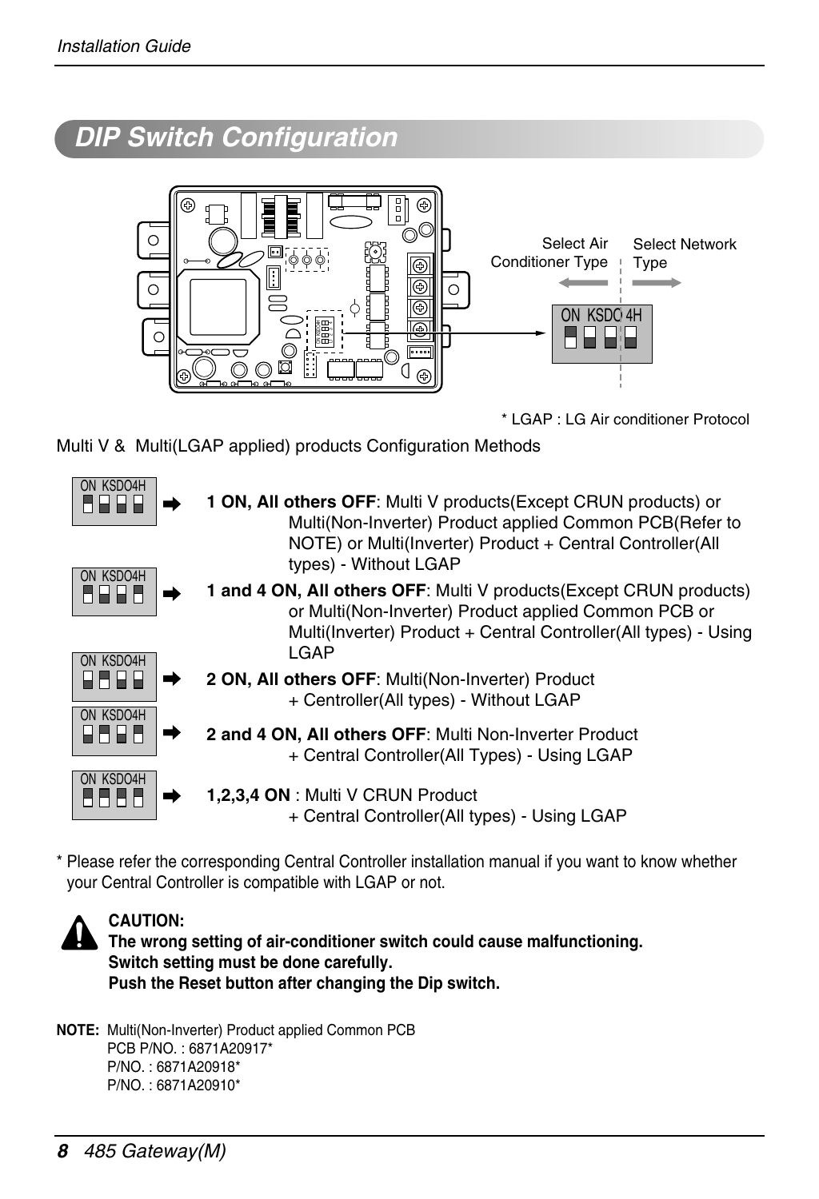# DIP Switch Configuration

Select Air Conditioner Type

Select Network Type

ON KSDO 4H

* LGAP : LG Air conditioner Protocol

Multi V & Multi(LGAP applied) products Configuration Methods

ON KSDO4H

**1 ON, All others OFF**: Multi V products(Except CRUN products) or Multi(Non-Inverter) Product applied Common PCB(Refer to NOTE) or Multi(Inverter) Product + Central Controller(All types) - Without LGAP

ON KSDO4H

**1 and 4 ON, All others OFF**: Multi V products(Except CRUN products) or Multi(Non-Inverter) Product applied Common PCB or Multi(Inverter) Product + Central Controller(All types) - Using LGAP

ON KSDO4H

**2 ON, All others OFF**: Multi(Non-Inverter) Product + Centroller(All types) - Without LGAP

ON KSDO4H

**2 and 4 ON, All others OFF**: Multi Non-Inverter Product + Central Controller(All Types) - Using LGAP

ON KSDO4H

**1,2,3,4 ON** : Multi V CRUN Product + Central Controller(All types) - Using LGAP

* Please refer the corresponding Central Controller installation manual if you want to know whether your Central Controller is compatible with LGAP or not.

**CAUTION:**
**The wrong setting of air-conditioner switch could cause malfunctioning.**
**Switch setting must be done carefully.**
**Push the Reset button after changing the Dip switch.**

**NOTE:** Multi(Non-Inverter) Product applied Common PCB
PCB P/NO. : 6871A20917*
P/NO. : 6871A20918*
P/NO. : 6871A20910*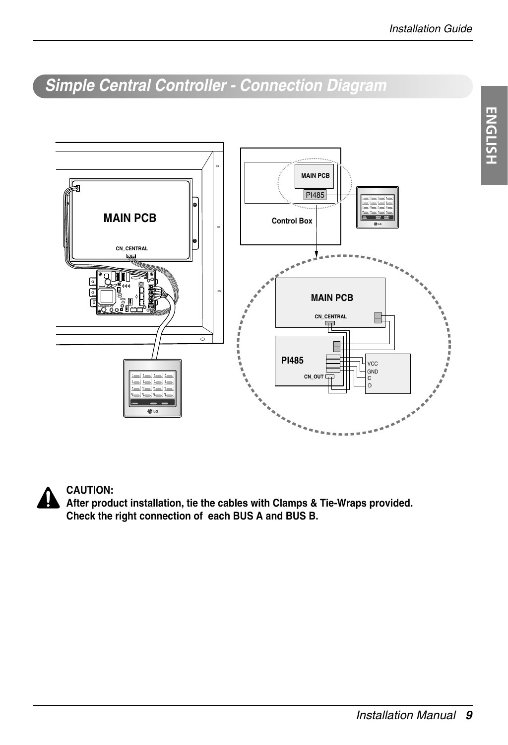## Simple Central Controller - Connection Diagram

MAIN PCB

CN_CENTRAL

MAIN PCB

PI485

Control Box

MAIN PCB

CN_CENTRAL

PI485

CN_OUT

VCC
GND
C
D

**CAUTION:**
**After product installation, tie the cables with Clamps & Tie-Wraps provided.**
**Check the right connection of each BUS A and BUS B.**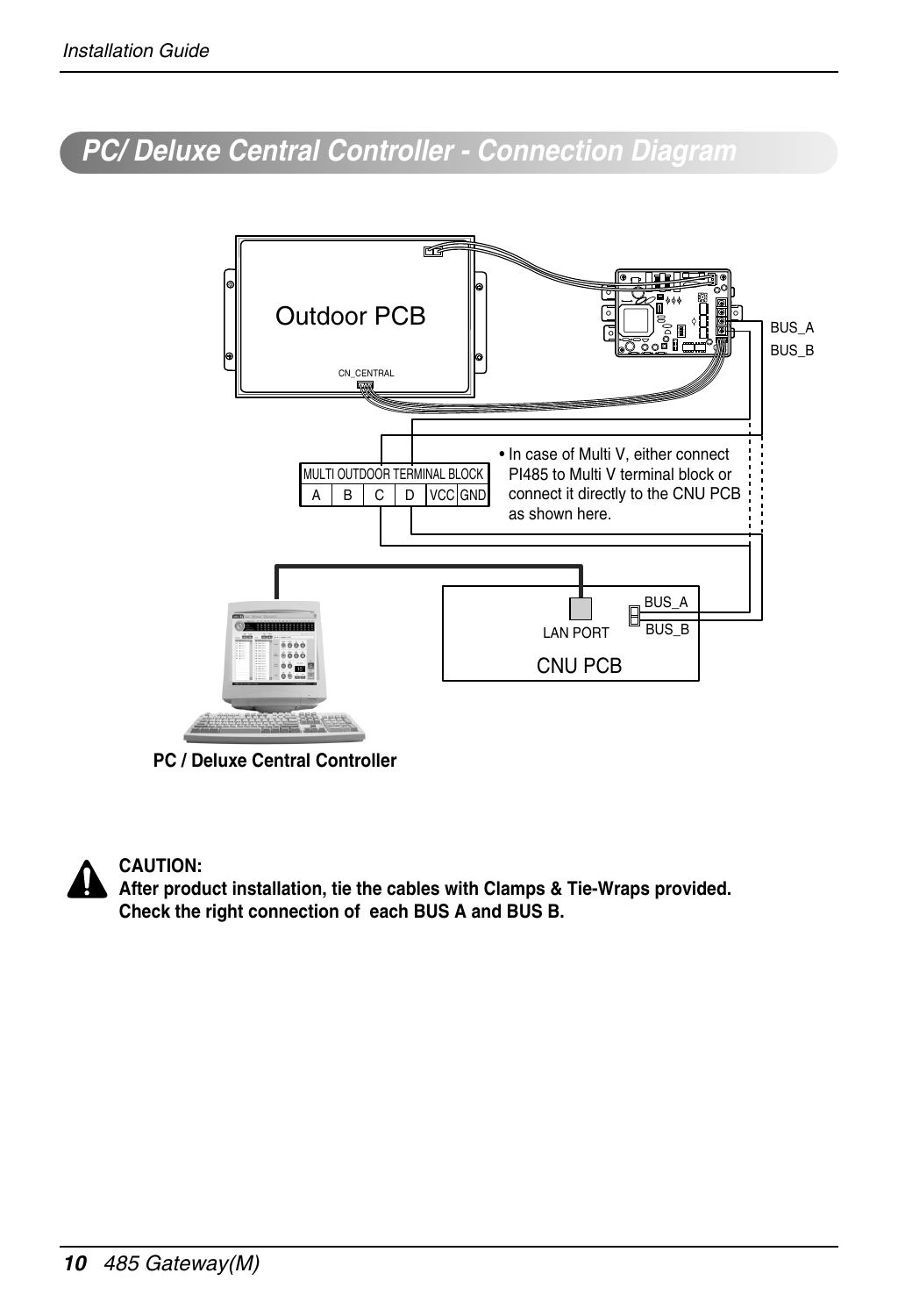## PC/ Deluxe Central Controller - Connection Diagram

Outdoor PCB

CN_CENTRAL

BUS_A

BUS_B

| MULTI OUTDOOR TERMINAL BLOCK | | | | | |
|---|---|---|---|---|---|
| A | B | C | D | VCC | GND |

- In case of Multi V, either connect PI485 to Multi V terminal block or connect it directly to the CNU PCB as shown here.

LAN PORT

BUS_A

BUS_B

CNU PCB

**PC / Deluxe Central Controller**

**CAUTION:**
**After product installation, tie the cables with Clamps & Tie-Wraps provided.**
**Check the right connection of each BUS A and BUS B.**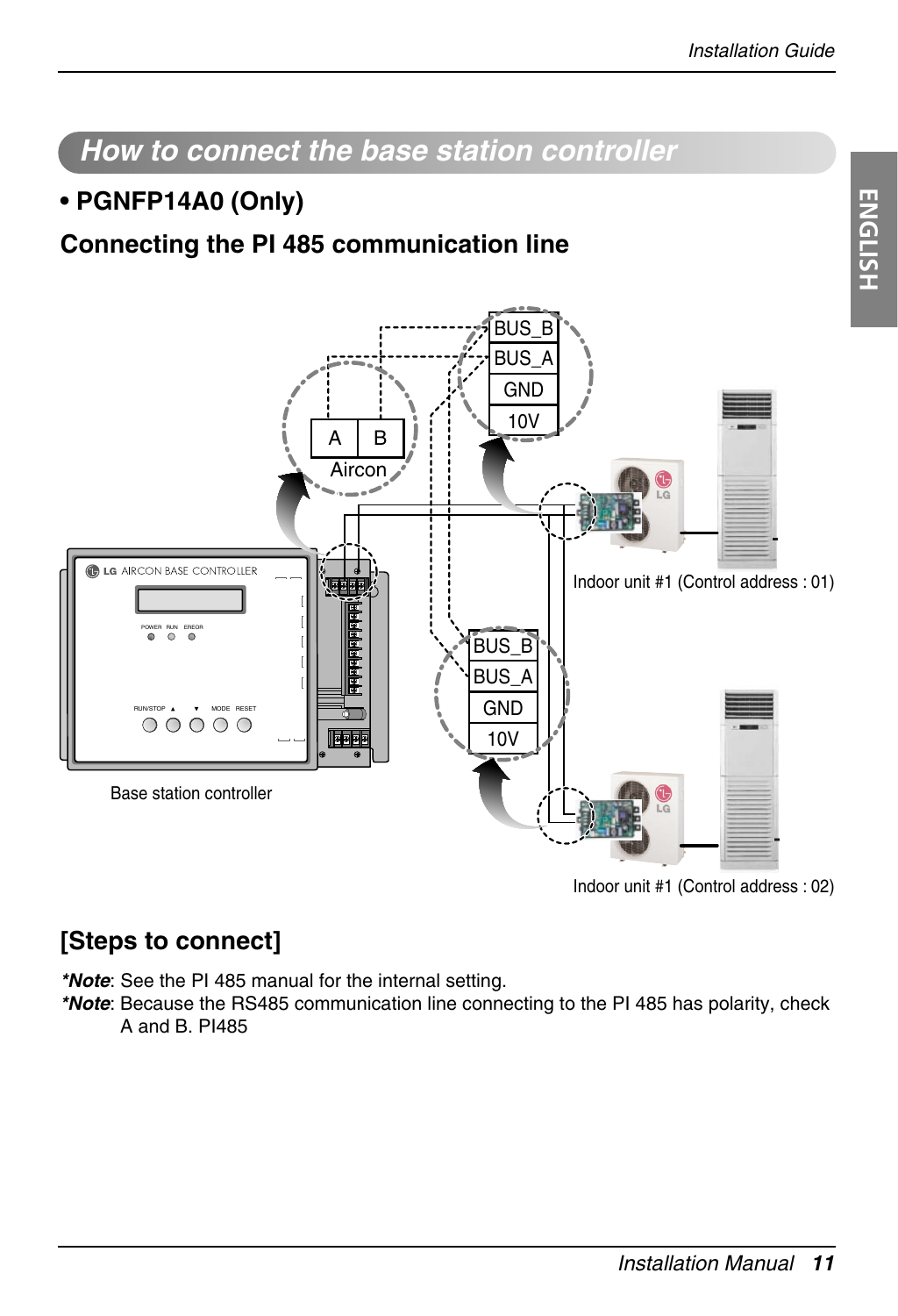## How to connect the base station controller

### • PGNFP14A0 (Only)

### Connecting the PI 485 communication line

BUS_B
BUS_A
GND
10V

A | B
Aircon

Indoor unit #1 (Control address : 01)

BUS_B
BUS_A
GND
10V

Base station controller

Indoor unit #1 (Control address : 02)

### [Steps to connect]

***Note***: See the PI 485 manual for the internal setting.
***Note***: Because the RS485 communication line connecting to the PI 485 has polarity, check A and B. PI485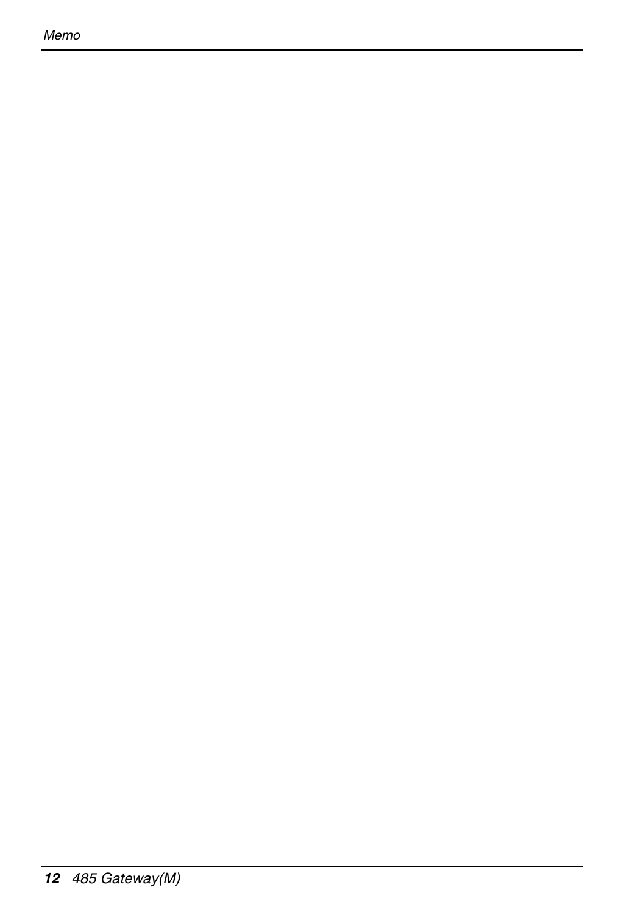# Memo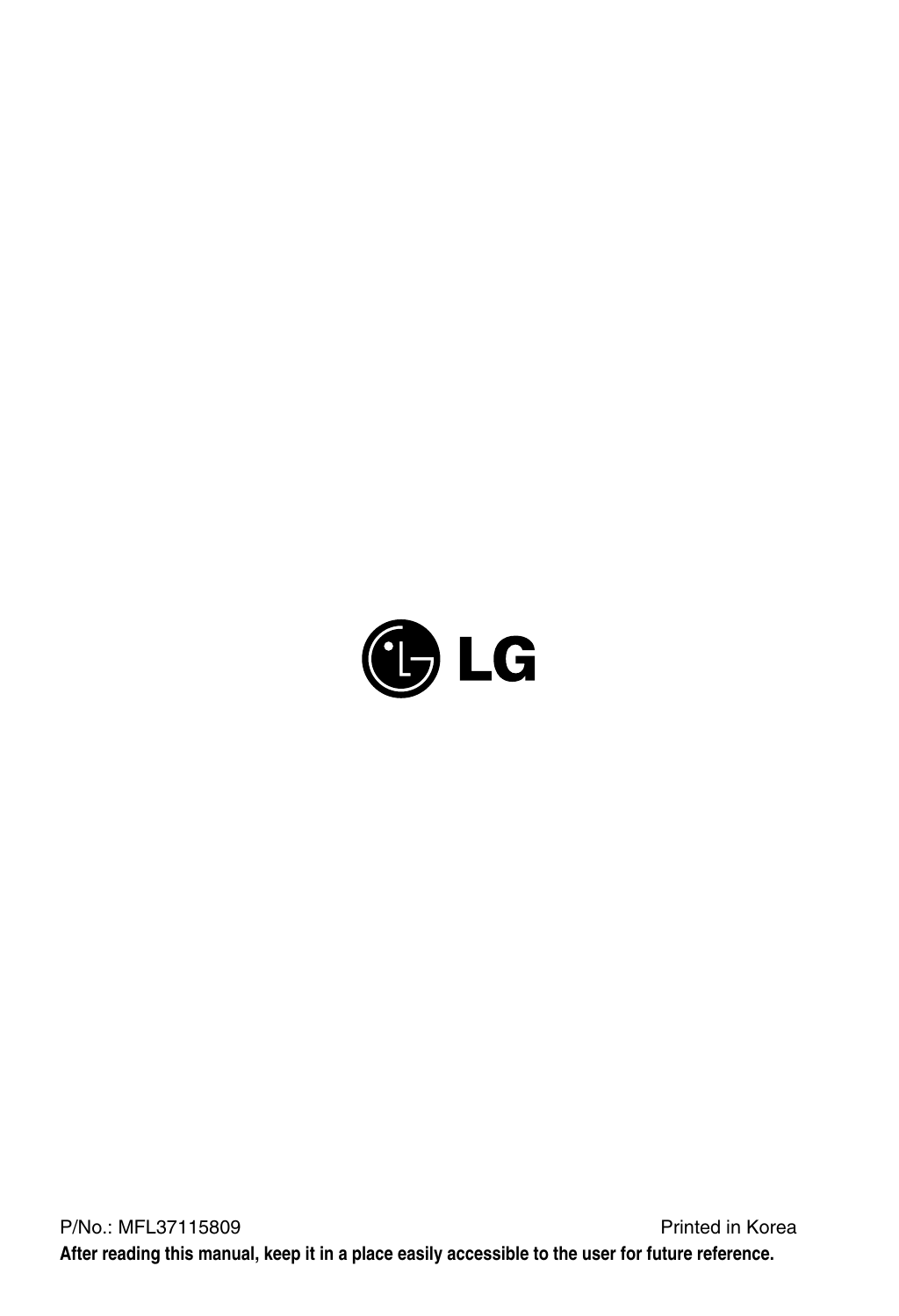LG

P/No.: MFL37115809 Printed in Korea

**After reading this manual, keep it in a place easily accessible to the user for future reference.**